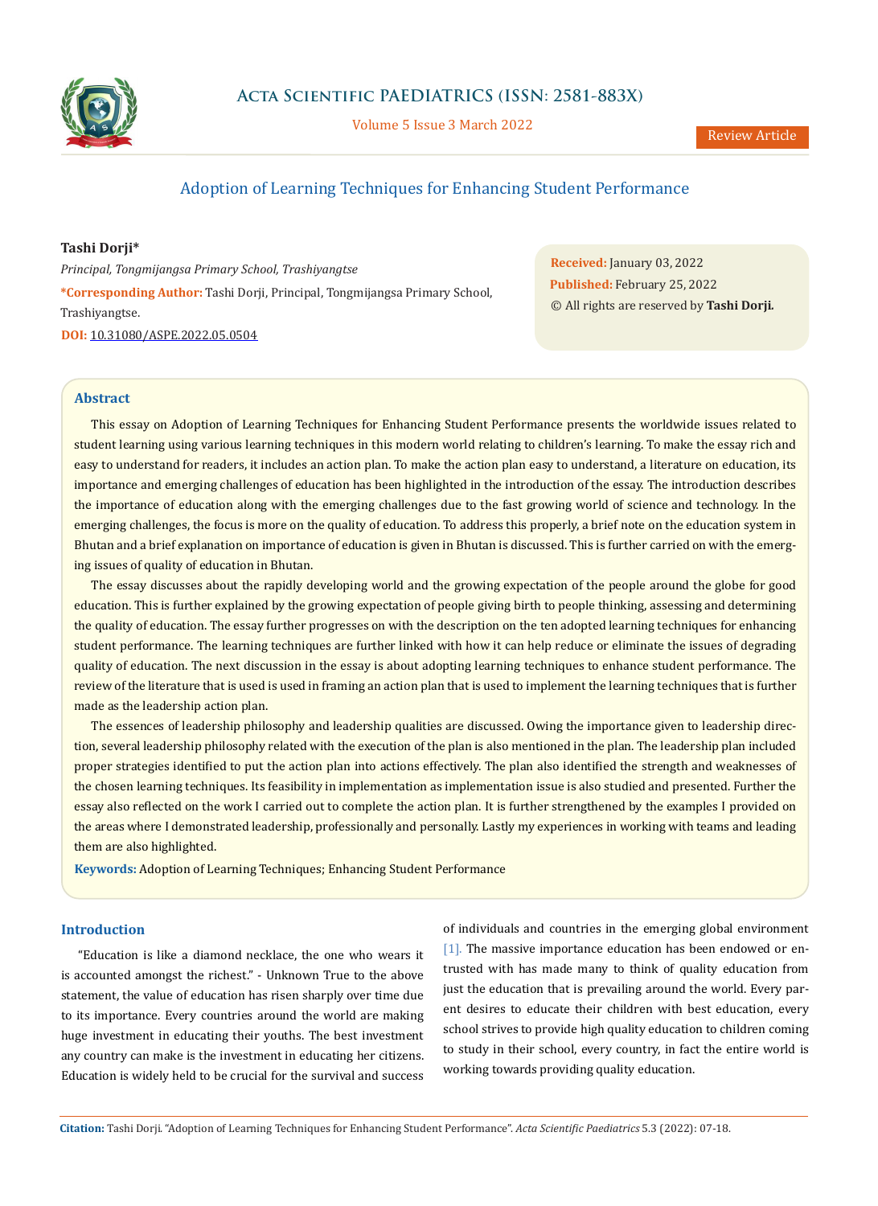Review Article

# Adoption of Learning Techniques for Enhancing Student Performance

**Tashi Dorji***

*Principal, Tongmijangsa Primary School, Trashiyangtse*

***Corresponding Author:** Tashi Dorji, Principal, Tongmijangsa Primary School, Trashiyangtse.

**DOI:** 10.31080/ASPE.2022.05.0504

**Received:** January 03, 2022
**Published:** February 25, 2022
© All rights are reserved by **Tashi Dorji.**

## Abstract

This essay on Adoption of Learning Techniques for Enhancing Student Performance presents the worldwide issues related to student learning using various learning techniques in this modern world relating to children's learning. To make the essay rich and easy to understand for readers, it includes an action plan. To make the action plan easy to understand, a literature on education, its importance and emerging challenges of education has been highlighted in the introduction of the essay. The introduction describes the importance of education along with the emerging challenges due to the fast growing world of science and technology. In the emerging challenges, the focus is more on the quality of education. To address this properly, a brief note on the education system in Bhutan and a brief explanation on importance of education is given in Bhutan is discussed. This is further carried on with the emerging issues of quality of education in Bhutan.

The essay discusses about the rapidly developing world and the growing expectation of the people around the globe for good education. This is further explained by the growing expectation of people giving birth to people thinking, assessing and determining the quality of education. The essay further progresses on with the description on the ten adopted learning techniques for enhancing student performance. The learning techniques are further linked with how it can help reduce or eliminate the issues of degrading quality of education. The next discussion in the essay is about adopting learning techniques to enhance student performance. The review of the literature that is used is used in framing an action plan that is used to implement the learning techniques that is further made as the leadership action plan.

The essences of leadership philosophy and leadership qualities are discussed. Owing the importance given to leadership direction, several leadership philosophy related with the execution of the plan is also mentioned in the plan. The leadership plan included proper strategies identified to put the action plan into actions effectively. The plan also identified the strength and weaknesses of the chosen learning techniques. Its feasibility in implementation as implementation issue is also studied and presented. Further the essay also reflected on the work I carried out to complete the action plan. It is further strengthened by the examples I provided on the areas where I demonstrated leadership, professionally and personally. Lastly my experiences in working with teams and leading them are also highlighted.

**Keywords:** Adoption of Learning Techniques; Enhancing Student Performance

## Introduction

"Education is like a diamond necklace, the one who wears it is accounted amongst the richest." - Unknown True to the above statement, the value of education has risen sharply over time due to its importance. Every countries around the world are making huge investment in educating their youths. The best investment any country can make is the investment in educating her citizens. Education is widely held to be crucial for the survival and success of individuals and countries in the emerging global environment [1]. The massive importance education has been endowed or entrusted with has made many to think of quality education from just the education that is prevailing around the world. Every parent desires to educate their children with best education, every school strives to provide high quality education to children coming to study in their school, every country, in fact the entire world is working towards providing quality education.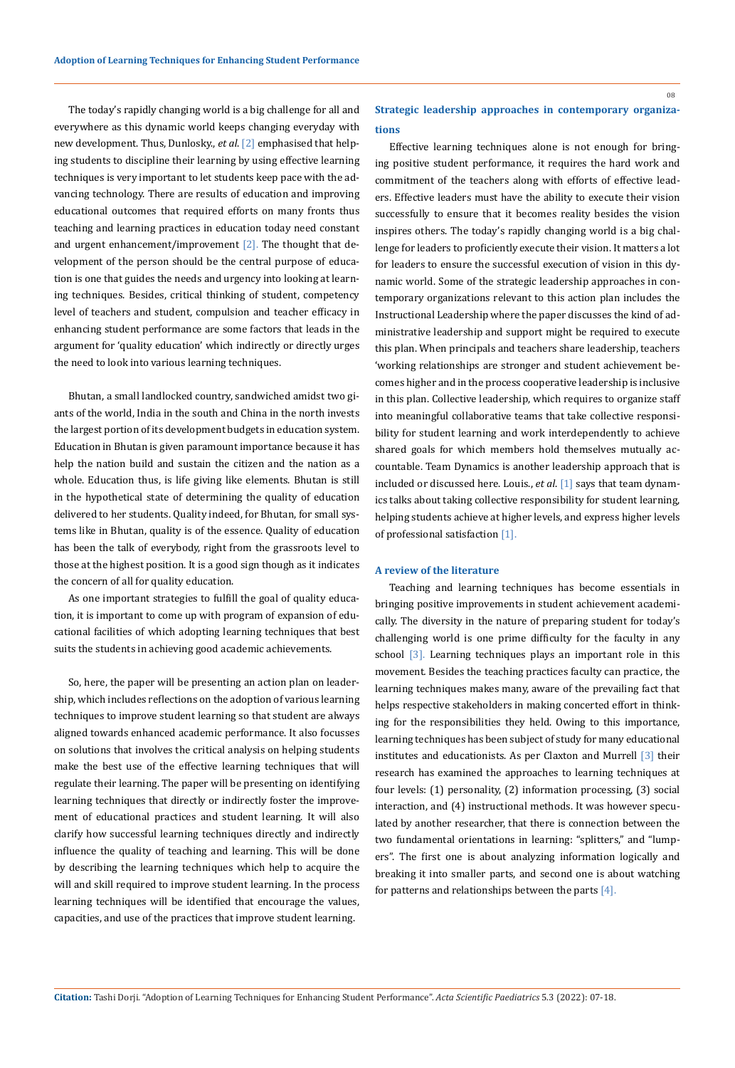The today's rapidly changing world is a big challenge for all and everywhere as this dynamic world keeps changing everyday with new development. Thus, Dunlosky., *et al*. [2] emphasised that helping students to discipline their learning by using effective learning techniques is very important to let students keep pace with the advancing technology. There are results of education and improving educational outcomes that required efforts on many fronts thus teaching and learning practices in education today need constant and urgent enhancement/improvement [2]. The thought that development of the person should be the central purpose of education is one that guides the needs and urgency into looking at learning techniques. Besides, critical thinking of student, competency level of teachers and student, compulsion and teacher efficacy in enhancing student performance are some factors that leads in the argument for 'quality education' which indirectly or directly urges the need to look into various learning techniques.

Bhutan, a small landlocked country, sandwiched amidst two giants of the world, India in the south and China in the north invests the largest portion of its development budgets in education system. Education in Bhutan is given paramount importance because it has help the nation build and sustain the citizen and the nation as a whole. Education thus, is life giving like elements. Bhutan is still in the hypothetical state of determining the quality of education delivered to her students. Quality indeed, for Bhutan, for small systems like in Bhutan, quality is of the essence. Quality of education has been the talk of everybody, right from the grassroots level to those at the highest position. It is a good sign though as it indicates the concern of all for quality education.

As one important strategies to fulfill the goal of quality education, it is important to come up with program of expansion of educational facilities of which adopting learning techniques that best suits the students in achieving good academic achievements.

So, here, the paper will be presenting an action plan on leadership, which includes reflections on the adoption of various learning techniques to improve student learning so that student are always aligned towards enhanced academic performance. It also focusses on solutions that involves the critical analysis on helping students make the best use of the effective learning techniques that will regulate their learning. The paper will be presenting on identifying learning techniques that directly or indirectly foster the improvement of educational practices and student learning. It will also clarify how successful learning techniques directly and indirectly influence the quality of teaching and learning. This will be done by describing the learning techniques which help to acquire the will and skill required to improve student learning. In the process learning techniques will be identified that encourage the values, capacities, and use of the practices that improve student learning.

## Strategic leadership approaches in contemporary organizations

Effective learning techniques alone is not enough for bringing positive student performance, it requires the hard work and commitment of the teachers along with efforts of effective leaders. Effective leaders must have the ability to execute their vision successfully to ensure that it becomes reality besides the vision inspires others. The today's rapidly changing world is a big challenge for leaders to proficiently execute their vision. It matters a lot for leaders to ensure the successful execution of vision in this dynamic world. Some of the strategic leadership approaches in contemporary organizations relevant to this action plan includes the Instructional Leadership where the paper discusses the kind of administrative leadership and support might be required to execute this plan. When principals and teachers share leadership, teachers 'working relationships are stronger and student achievement becomes higher and in the process cooperative leadership is inclusive in this plan. Collective leadership, which requires to organize staff into meaningful collaborative teams that take collective responsibility for student learning and work interdependently to achieve shared goals for which members hold themselves mutually accountable. Team Dynamics is another leadership approach that is included or discussed here. Louis., *et al*. [1] says that team dynamics talks about taking collective responsibility for student learning, helping students achieve at higher levels, and express higher levels of professional satisfaction [1].

## A review of the literature

Teaching and learning techniques has become essentials in bringing positive improvements in student achievement academically. The diversity in the nature of preparing student for today's challenging world is one prime difficulty for the faculty in any school [3]. Learning techniques plays an important role in this movement. Besides the teaching practices faculty can practice, the learning techniques makes many, aware of the prevailing fact that helps respective stakeholders in making concerted effort in thinking for the responsibilities they held. Owing to this importance, learning techniques has been subject of study for many educational institutes and educationists. As per Claxton and Murrell [3] their research has examined the approaches to learning techniques at four levels: (1) personality, (2) information processing, (3) social interaction, and (4) instructional methods. It was however speculated by another researcher, that there is connection between the two fundamental orientations in learning: "splitters," and "lumpers". The first one is about analyzing information logically and breaking it into smaller parts, and second one is about watching for patterns and relationships between the parts [4].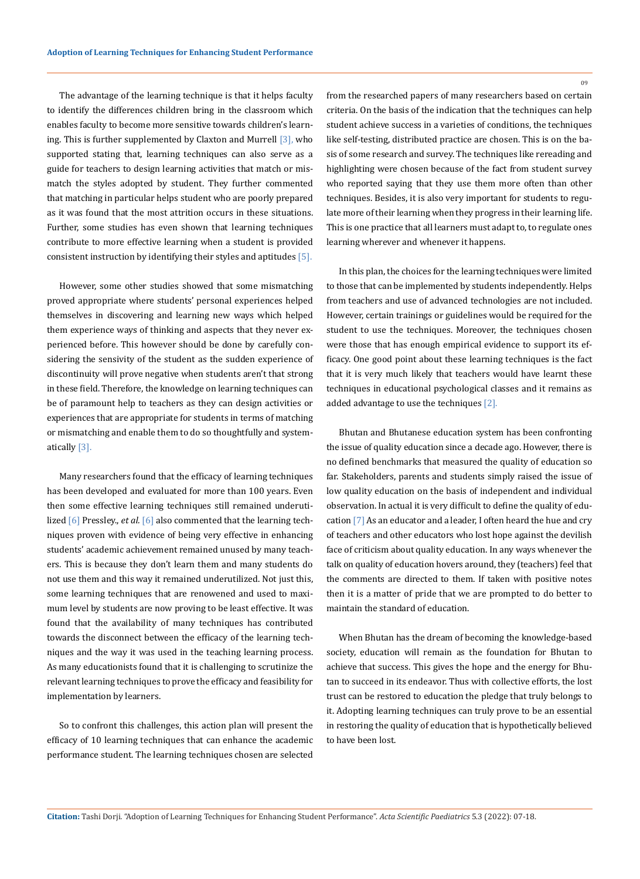The advantage of the learning technique is that it helps faculty to identify the differences children bring in the classroom which enables faculty to become more sensitive towards children's learning. This is further supplemented by Claxton and Murrell [3], who supported stating that, learning techniques can also serve as a guide for teachers to design learning activities that match or mismatch the styles adopted by student. They further commented that matching in particular helps student who are poorly prepared as it was found that the most attrition occurs in these situations. Further, some studies has even shown that learning techniques contribute to more effective learning when a student is provided consistent instruction by identifying their styles and aptitudes [5].

However, some other studies showed that some mismatching proved appropriate where students' personal experiences helped themselves in discovering and learning new ways which helped them experience ways of thinking and aspects that they never experienced before. This however should be done by carefully considering the sensivity of the student as the sudden experience of discontinuity will prove negative when students aren't that strong in these field. Therefore, the knowledge on learning techniques can be of paramount help to teachers as they can design activities or experiences that are appropriate for students in terms of matching or mismatching and enable them to do so thoughtfully and systematically [3].

Many researchers found that the efficacy of learning techniques has been developed and evaluated for more than 100 years. Even then some effective learning techniques still remained underutilized [6] Pressley., *et al.* [6] also commented that the learning techniques proven with evidence of being very effective in enhancing students' academic achievement remained unused by many teachers. This is because they don't learn them and many students do not use them and this way it remained underutilized. Not just this, some learning techniques that are renowned and used to maximum level by students are now proving to be least effective. It was found that the availability of many techniques has contributed towards the disconnect between the efficacy of the learning techniques and the way it was used in the teaching learning process. As many educationists found that it is challenging to scrutinize the relevant learning techniques to prove the efficacy and feasibility for implementation by learners.

So to confront this challenges, this action plan will present the efficacy of 10 learning techniques that can enhance the academic performance student. The learning techniques chosen are selected from the researched papers of many researchers based on certain criteria. On the basis of the indication that the techniques can help student achieve success in a varieties of conditions, the techniques like self-testing, distributed practice are chosen. This is on the basis of some research and survey. The techniques like rereading and highlighting were chosen because of the fact from student survey who reported saying that they use them more often than other techniques. Besides, it is also very important for students to regulate more of their learning when they progress in their learning life. This is one practice that all learners must adapt to, to regulate ones learning wherever and whenever it happens.

In this plan, the choices for the learning techniques were limited to those that can be implemented by students independently. Helps from teachers and use of advanced technologies are not included. However, certain trainings or guidelines would be required for the student to use the techniques. Moreover, the techniques chosen were those that has enough empirical evidence to support its efficacy. One good point about these learning techniques is the fact that it is very much likely that teachers would have learnt these techniques in educational psychological classes and it remains as added advantage to use the techniques [2].

Bhutan and Bhutanese education system has been confronting the issue of quality education since a decade ago. However, there is no defined benchmarks that measured the quality of education so far. Stakeholders, parents and students simply raised the issue of low quality education on the basis of independent and individual observation. In actual it is very difficult to define the quality of education [7] As an educator and a leader, I often heard the hue and cry of teachers and other educators who lost hope against the devilish face of criticism about quality education. In any ways whenever the talk on quality of education hovers around, they (teachers) feel that the comments are directed to them. If taken with positive notes then it is a matter of pride that we are prompted to do better to maintain the standard of education.

When Bhutan has the dream of becoming the knowledge-based society, education will remain as the foundation for Bhutan to achieve that success. This gives the hope and the energy for Bhutan to succeed in its endeavor. Thus with collective efforts, the lost trust can be restored to education the pledge that truly belongs to it. Adopting learning techniques can truly prove to be an essential in restoring the quality of education that is hypothetically believed to have been lost.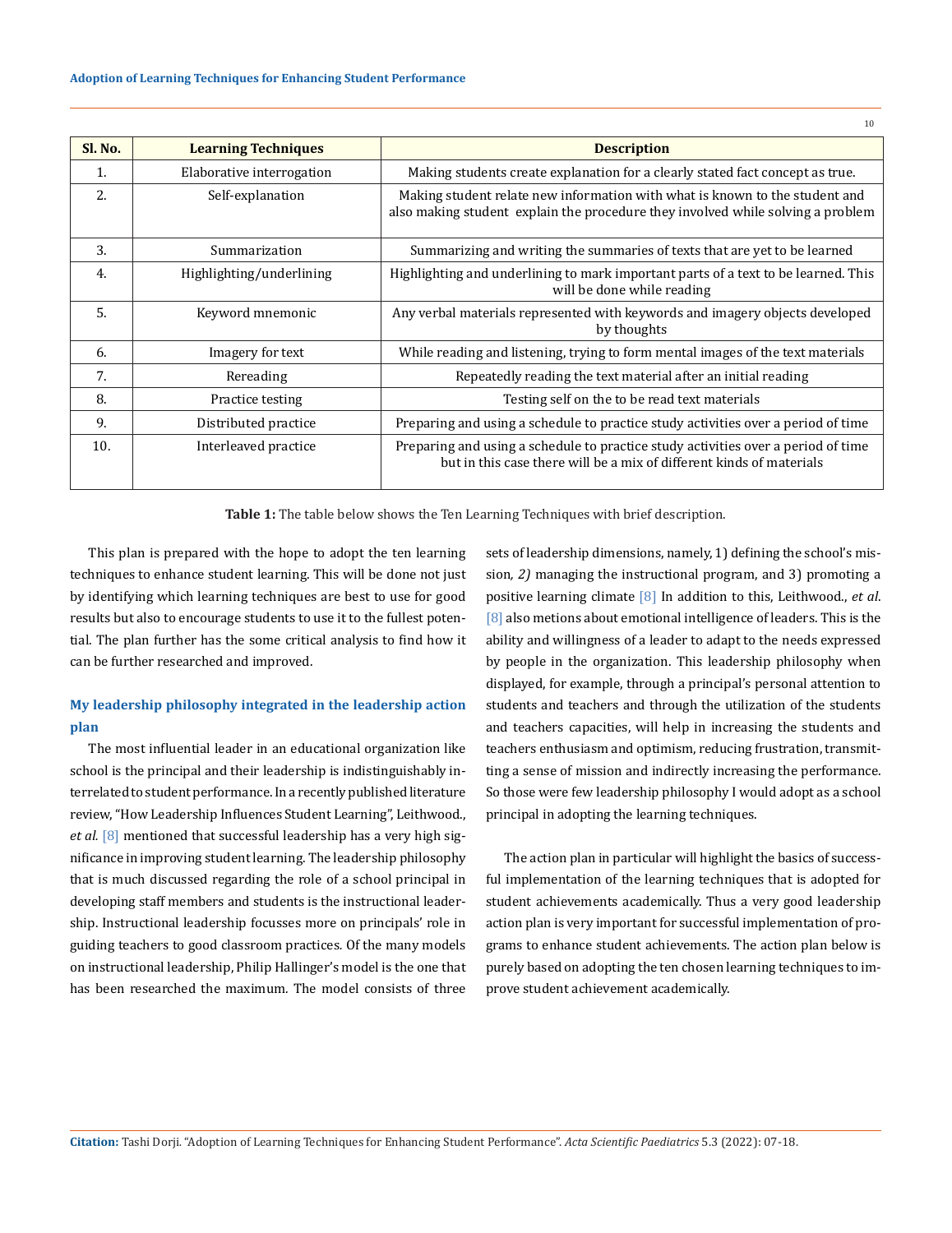| Sl. No. | Learning Techniques | Description |
|---|---|---|
| 1. | Elaborative interrogation | Making students create explanation for a clearly stated fact concept as true. |
| 2. | Self-explanation | Making student relate new information with what is known to the student and also making student explain the procedure they involved while solving a problem |
| 3. | Summarization | Summarizing and writing the summaries of texts that are yet to be learned |
| 4. | Highlighting/underlining | Highlighting and underlining to mark important parts of a text to be learned. This will be done while reading |
| 5. | Keyword mnemonic | Any verbal materials represented with keywords and imagery objects developed by thoughts |
| 6. | Imagery for text | While reading and listening, trying to form mental images of the text materials |
| 7. | Rereading | Repeatedly reading the text material after an initial reading |
| 8. | Practice testing | Testing self on the to be read text materials |
| 9. | Distributed practice | Preparing and using a schedule to practice study activities over a period of time |
| 10. | Interleaved practice | Preparing and using a schedule to practice study activities over a period of time but in this case there will be a mix of different kinds of materials |

**Table 1:** The table below shows the Ten Learning Techniques with brief description.

This plan is prepared with the hope to adopt the ten learning techniques to enhance student learning. This will be done not just by identifying which learning techniques are best to use for good results but also to encourage students to use it to the fullest potential. The plan further has the some critical analysis to find how it can be further researched and improved.

## My leadership philosophy integrated in the leadership action plan

The most influential leader in an educational organization like school is the principal and their leadership is indistinguishably interrelated to student performance. In a recently published literature review, "How Leadership Influences Student Learning", Leithwood., *et al.* [8] mentioned that successful leadership has a very high significance in improving student learning. The leadership philosophy that is much discussed regarding the role of a school principal in developing staff members and students is the instructional leadership. Instructional leadership focusses more on principals' role in guiding teachers to good classroom practices. Of the many models on instructional leadership, Philip Hallinger's model is the one that has been researched the maximum. The model consists of three sets of leadership dimensions, namely, 1) defining the school's mission, *2)* managing the instructional program, and 3) promoting a positive learning climate [8] In addition to this, Leithwood., *et al*. [8] also metions about emotional intelligence of leaders. This is the ability and willingness of a leader to adapt to the needs expressed by people in the organization. This leadership philosophy when displayed, for example, through a principal's personal attention to students and teachers and through the utilization of the students and teachers capacities, will help in increasing the students and teachers enthusiasm and optimism, reducing frustration, transmitting a sense of mission and indirectly increasing the performance. So those were few leadership philosophy I would adopt as a school principal in adopting the learning techniques.

The action plan in particular will highlight the basics of successful implementation of the learning techniques that is adopted for student achievements academically. Thus a very good leadership action plan is very important for successful implementation of programs to enhance student achievements. The action plan below is purely based on adopting the ten chosen learning techniques to improve student achievement academically.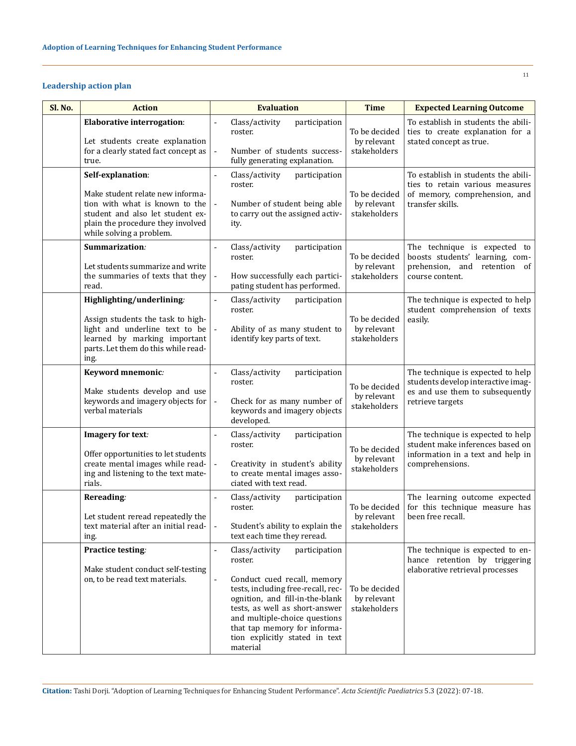### Leadership action plan

| Sl. No. | Action | Evaluation | Time | Expected Learning Outcome |
|---|---|---|---|---|
| | **Elaborative interrogation**:<br><br>Let students create explanation for a clearly stated fact concept as true. | - Class/activity participation roster.<br><br>- Number of students successfully generating explanation. | To be decided by relevant stakeholders | To establish in students the abilities to create explanation for a stated concept as true. |
| | **Self-explanation**:<br><br>Make student relate new information with what is known to the student and also let student explain the procedure they involved while solving a problem. | - Class/activity participation roster.<br><br>- Number of student being able to carry out the assigned activity. | To be decided by relevant stakeholders | To establish in students the abilities to retain various measures of memory, comprehension, and transfer skills. |
| | **Summarization**:<br><br>Let students summarize and write the summaries of texts that they read. | - Class/activity participation roster.<br><br>- How successfully each participating student has performed. | To be decided by relevant stakeholders | The technique is expected to boosts students' learning, comprehension, and retention of course content. |
| | **Highlighting/underlining**:<br><br>Assign students the task to highlight and underline text to be learned by marking important parts. Let them do this while reading. | - Class/activity participation roster.<br><br>- Ability of as many student to identify key parts of text. | To be decided by relevant stakeholders | The technique is expected to help student comprehension of texts easily. |
| | **Keyword mnemonic**:<br><br>Make students develop and use keywords and imagery objects for verbal materials | - Class/activity participation roster.<br><br>- Check for as many number of keywords and imagery objects developed. | To be decided by relevant stakeholders | The technique is expected to help students develop interactive images and use them to subsequently retrieve targets |
| | **Imagery for text**:<br><br>Offer opportunities to let students create mental images while reading and listening to the text materials. | - Class/activity participation roster.<br><br>- Creativity in student's ability to create mental images associated with text read. | To be decided by relevant stakeholders | The technique is expected to help student make inferences based on information in a text and help in comprehensions. |
| | **Rereading**:<br><br>Let student reread repeatedly the text material after an initial reading. | - Class/activity participation roster.<br><br>- Student's ability to explain the text each time they reread. | To be decided by relevant stakeholders | The learning outcome expected for this technique measure has been free recall. |
| | **Practice testing**:<br><br>Make student conduct self-testing on, to be read text materials. | - Class/activity participation roster.<br><br>- Conduct cued recall, memory tests, including free-recall, recognition, and fill-in-the-blank tests, as well as short-answer and multiple-choice questions that tap memory for information explicitly stated in text material | To be decided by relevant stakeholders | The technique is expected to enhance retention by triggering elaborative retrieval processes |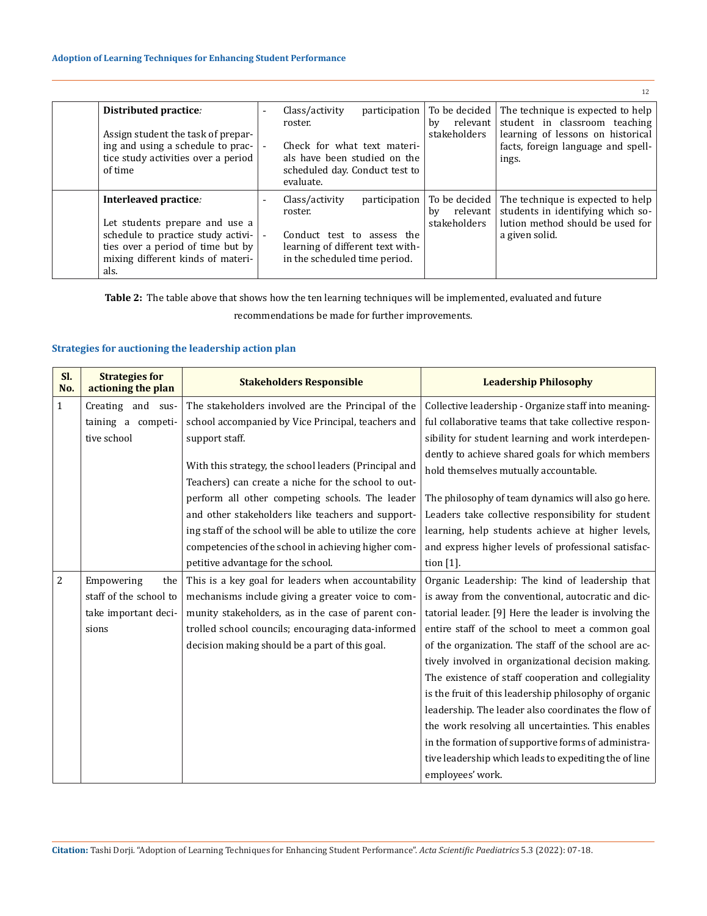| | | | | |
|---|---|---|---|---|
| | **Distributed practice:** Assign student the task of preparing and using a schedule to practice study activities over a period of time | - Class/activity participation roster. - Check for what text materials have been studied on the scheduled day. Conduct test to evaluate. | To be decided by relevant stakeholders | The technique is expected to help student in classroom teaching learning of lessons on historical facts, foreign language and spellings. |
| | **Interleaved practice:** Let students prepare and use a schedule to practice study activities over a period of time but by mixing different kinds of materials. | - Class/activity participation roster. - Conduct test to assess the learning of different text within the scheduled time period. | To be decided by relevant stakeholders | The technique is expected to help students in identifying which solution method should be used for a given solid. |

**Table 2:** The table above that shows how the ten learning techniques will be implemented, evaluated and future recommendations be made for further improvements.

### Strategies for auctioning the leadership action plan

| Sl. No. | Strategies for actioning the plan | Stakeholders Responsible | Leadership Philosophy |
|---|---|---|---|
| 1 | Creating and sustaining a competitive school | The stakeholders involved are the Principal of the school accompanied by Vice Principal, teachers and support staff. With this strategy, the school leaders (Principal and Teachers) can create a niche for the school to outperform all other competing schools. The leader and other stakeholders like teachers and supporting staff of the school will be able to utilize the core competencies of the school in achieving higher competitive advantage for the school. | Collective leadership - Organize staff into meaningful collaborative teams that take collective responsibility for student learning and work interdependently to achieve shared goals for which members hold themselves mutually accountable. The philosophy of team dynamics will also go here. Leaders take collective responsibility for student learning, help students achieve at higher levels, and express higher levels of professional satisfaction [1]. |
| 2 | Empowering the staff of the school to take important decisions | This is a key goal for leaders when accountability mechanisms include giving a greater voice to community stakeholders, as in the case of parent controlled school councils; encouraging data-informed decision making should be a part of this goal. | Organic Leadership: The kind of leadership that is away from the conventional, autocratic and dictatorial leader. [9] Here the leader is involving the entire staff of the school to meet a common goal of the organization. The staff of the school are actively involved in organizational decision making. The existence of staff cooperation and collegiality is the fruit of this leadership philosophy of organic leadership. The leader also coordinates the flow of the work resolving all uncertainties. This enables in the formation of supportive forms of administrative leadership which leads to expediting the of line employees' work. |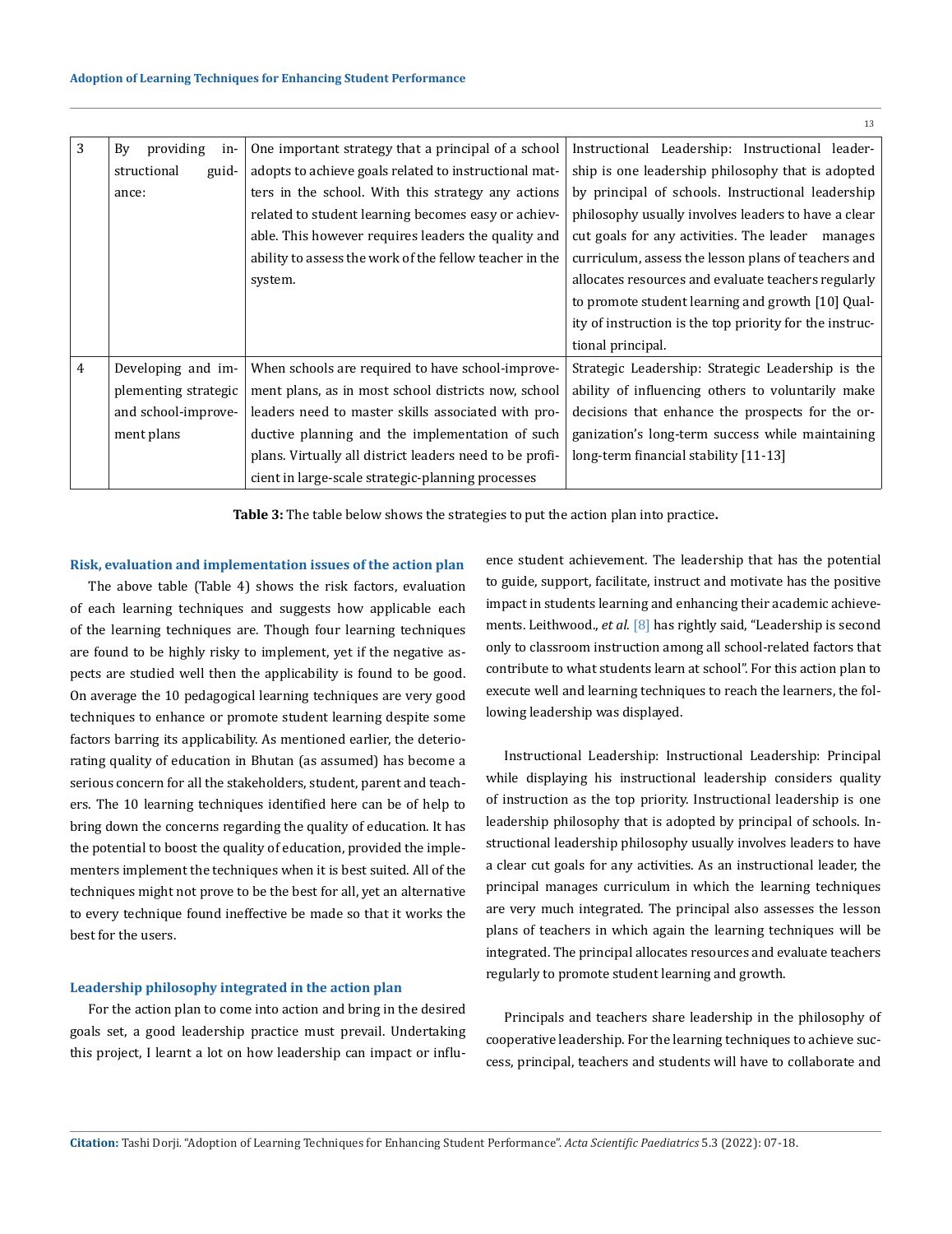| 3 | By providing instructional guidance: | One important strategy that a principal of a school adopts to achieve goals related to instructional matters in the school. With this strategy any actions related to student learning becomes easy or achievable. This however requires leaders the quality and ability to assess the work of the fellow teacher in the system. | Instructional Leadership: Instructional leadership is one leadership philosophy that is adopted by principal of schools. Instructional leadership philosophy usually involves leaders to have a clear cut goals for any activities. The leader manages curriculum, assess the lesson plans of teachers and allocates resources and evaluate teachers regularly to promote student learning and growth [10] Quality of instruction is the top priority for the instructional principal. |
|---|---|---|---|
| 4 | Developing and implementing strategic and school-improvement plans | When schools are required to have school-improvement plans, as in most school districts now, school leaders need to master skills associated with productive planning and the implementation of such plans. Virtually all district leaders need to be proficient in large-scale strategic-planning processes | Strategic Leadership: Strategic Leadership is the ability of influencing others to voluntarily make decisions that enhance the prospects for the organization's long-term success while maintaining long-term financial stability [11-13] |

**Table 3:** The table below shows the strategies to put the action plan into practice.

### Risk, evaluation and implementation issues of the action plan

The above table (Table 4) shows the risk factors, evaluation of each learning techniques and suggests how applicable each of the learning techniques are. Though four learning techniques are found to be highly risky to implement, yet if the negative aspects are studied well then the applicability is found to be good. On average the 10 pedagogical learning techniques are very good techniques to enhance or promote student learning despite some factors barring its applicability. As mentioned earlier, the deteriorating quality of education in Bhutan (as assumed) has become a serious concern for all the stakeholders, student, parent and teachers. The 10 learning techniques identified here can be of help to bring down the concerns regarding the quality of education. It has the potential to boost the quality of education, provided the implementers implement the techniques when it is best suited. All of the techniques might not prove to be the best for all, yet an alternative to every technique found ineffective be made so that it works the best for the users.

### Leadership philosophy integrated in the action plan

For the action plan to come into action and bring in the desired goals set, a good leadership practice must prevail. Undertaking this project, I learnt a lot on how leadership can impact or influence student achievement. The leadership that has the potential to guide, support, facilitate, instruct and motivate has the positive impact in students learning and enhancing their academic achievements. Leithwood., *et al*. [8] has rightly said, "Leadership is second only to classroom instruction among all school-related factors that contribute to what students learn at school". For this action plan to execute well and learning techniques to reach the learners, the following leadership was displayed.

Instructional Leadership: Instructional Leadership: Principal while displaying his instructional leadership considers quality of instruction as the top priority. Instructional leadership is one leadership philosophy that is adopted by principal of schools. Instructional leadership philosophy usually involves leaders to have a clear cut goals for any activities. As an instructional leader, the principal manages curriculum in which the learning techniques are very much integrated. The principal also assesses the lesson plans of teachers in which again the learning techniques will be integrated. The principal allocates resources and evaluate teachers regularly to promote student learning and growth.

Principals and teachers share leadership in the philosophy of cooperative leadership. For the learning techniques to achieve success, principal, teachers and students will have to collaborate and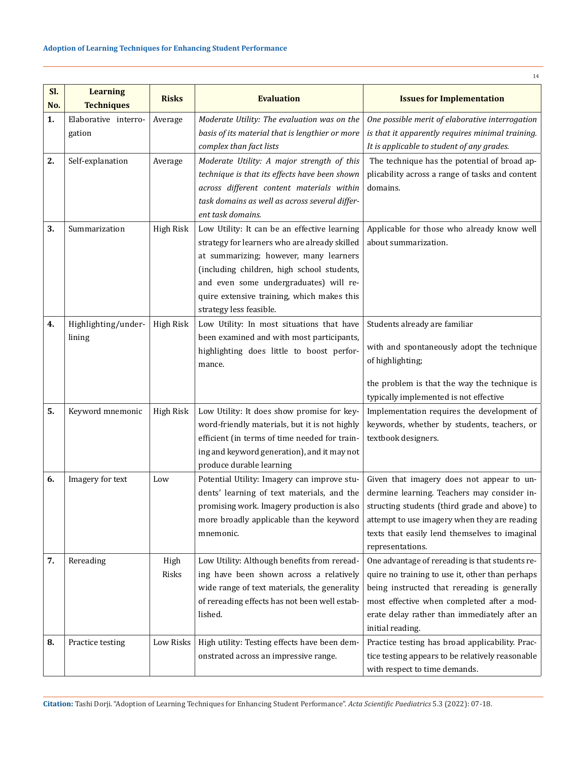| Sl. No. | Learning Techniques | Risks | Evaluation | Issues for Implementation |
|---|---|---|---|---|
| **1.** | Elaborative interrogation | Average | *Moderate Utility: The evaluation was on the basis of its material that is lengthier or more complex than fact lists* | *One possible merit of elaborative interrogation is that it apparently requires minimal training. It is applicable to student of any grades.* |
| **2.** | Self-explanation | Average | *Moderate Utility: A major strength of this technique is that its effects have been shown across different content materials within task domains as well as across several different task domains.* | The technique has the potential of broad applicability across a range of tasks and content domains. |
| **3.** | Summarization | High Risk | Low Utility: It can be an effective learning strategy for learners who are already skilled at summarizing; however, many learners (including children, high school students, and even some undergraduates) will require extensive training, which makes this strategy less feasible. | Applicable for those who already know well about summarization. |
| **4.** | Highlighting/underlining | High Risk | Low Utility: In most situations that have been examined and with most participants, highlighting does little to boost performance. | Students already are familiar<br><br>with and spontaneously adopt the technique of highlighting;<br><br>the problem is that the way the technique is typically implemented is not effective |
| **5.** | Keyword mnemonic | High Risk | Low Utility: It does show promise for keyword-friendly materials, but it is not highly efficient (in terms of time needed for training and keyword generation), and it may not produce durable learning | Implementation requires the development of keywords, whether by students, teachers, or textbook designers. |
| **6.** | Imagery for text | Low | Potential Utility: Imagery can improve students' learning of text materials, and the promising work. Imagery production is also more broadly applicable than the keyword mnemonic. | Given that imagery does not appear to undermine learning. Teachers may consider instructing students (third grade and above) to attempt to use imagery when they are reading texts that easily lend themselves to imaginal representations. |
| **7.** | Rereading | High Risks | Low Utility: Although benefits from rereading have been shown across a relatively wide range of text materials, the generality of rereading effects has not been well established. | One advantage of rereading is that students require no training to use it, other than perhaps being instructed that rereading is generally most effective when completed after a moderate delay rather than immediately after an initial reading. |
| **8.** | Practice testing | Low Risks | High utility: Testing effects have been demonstrated across an impressive range. | Practice testing has broad applicability. Practice testing appears to be relatively reasonable with respect to time demands. |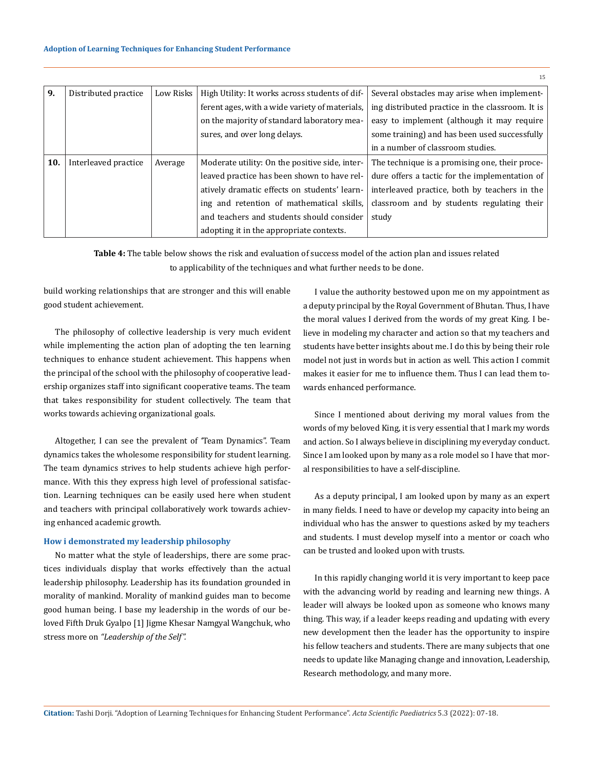| 9. | Distributed practice | Low Risks | High Utility: It works across students of different ages, with a wide variety of materials, on the majority of standard laboratory measures, and over long delays. | Several obstacles may arise when implementing distributed practice in the classroom. It is easy to implement (although it may require some training) and has been used successfully in a number of classroom studies. |
|---|---|---|---|---|
| 10. | Interleaved practice | Average | Moderate utility: On the positive side, interleaved practice has been shown to have relatively dramatic effects on students' learning and retention of mathematical skills, and teachers and students should consider adopting it in the appropriate contexts. | The technique is a promising one, their procedure offers a tactic for the implementation of interleaved practice, both by teachers in the classroom and by students regulating their study |

**Table 4:** The table below shows the risk and evaluation of success model of the action plan and issues related to applicability of the techniques and what further needs to be done.

build working relationships that are stronger and this will enable good student achievement.

The philosophy of collective leadership is very much evident while implementing the action plan of adopting the ten learning techniques to enhance student achievement. This happens when the principal of the school with the philosophy of cooperative leadership organizes staff into significant cooperative teams. The team that takes responsibility for student collectively. The team that works towards achieving organizational goals.

Altogether, I can see the prevalent of "Team Dynamics". Team dynamics takes the wholesome responsibility for student learning. The team dynamics strives to help students achieve high performance. With this they express high level of professional satisfaction. Learning techniques can be easily used here when student and teachers with principal collaboratively work towards achieving enhanced academic growth.

### How i demonstrated my leadership philosophy

No matter what the style of leaderships, there are some practices individuals display that works effectively than the actual leadership philosophy. Leadership has its foundation grounded in morality of mankind. Morality of mankind guides man to become good human being. I base my leadership in the words of our beloved Fifth Druk Gyalpo [1] Jigme Khesar Namgyal Wangchuk, who stress more on *"Leadership of the Self"*.

I value the authority bestowed upon me on my appointment as a deputy principal by the Royal Government of Bhutan. Thus, I have the moral values I derived from the words of my great King. I believe in modeling my character and action so that my teachers and students have better insights about me. I do this by being their role model not just in words but in action as well. This action I commit makes it easier for me to influence them. Thus I can lead them towards enhanced performance.

Since I mentioned about deriving my moral values from the words of my beloved King, it is very essential that I mark my words and action. So I always believe in disciplining my everyday conduct. Since I am looked upon by many as a role model so I have that moral responsibilities to have a self-discipline.

As a deputy principal, I am looked upon by many as an expert in many fields. I need to have or develop my capacity into being an individual who has the answer to questions asked by my teachers and students. I must develop myself into a mentor or coach who can be trusted and looked upon with trusts.

In this rapidly changing world it is very important to keep pace with the advancing world by reading and learning new things. A leader will always be looked upon as someone who knows many thing. This way, if a leader keeps reading and updating with every new development then the leader has the opportunity to inspire his fellow teachers and students. There are many subjects that one needs to update like Managing change and innovation, Leadership, Research methodology, and many more.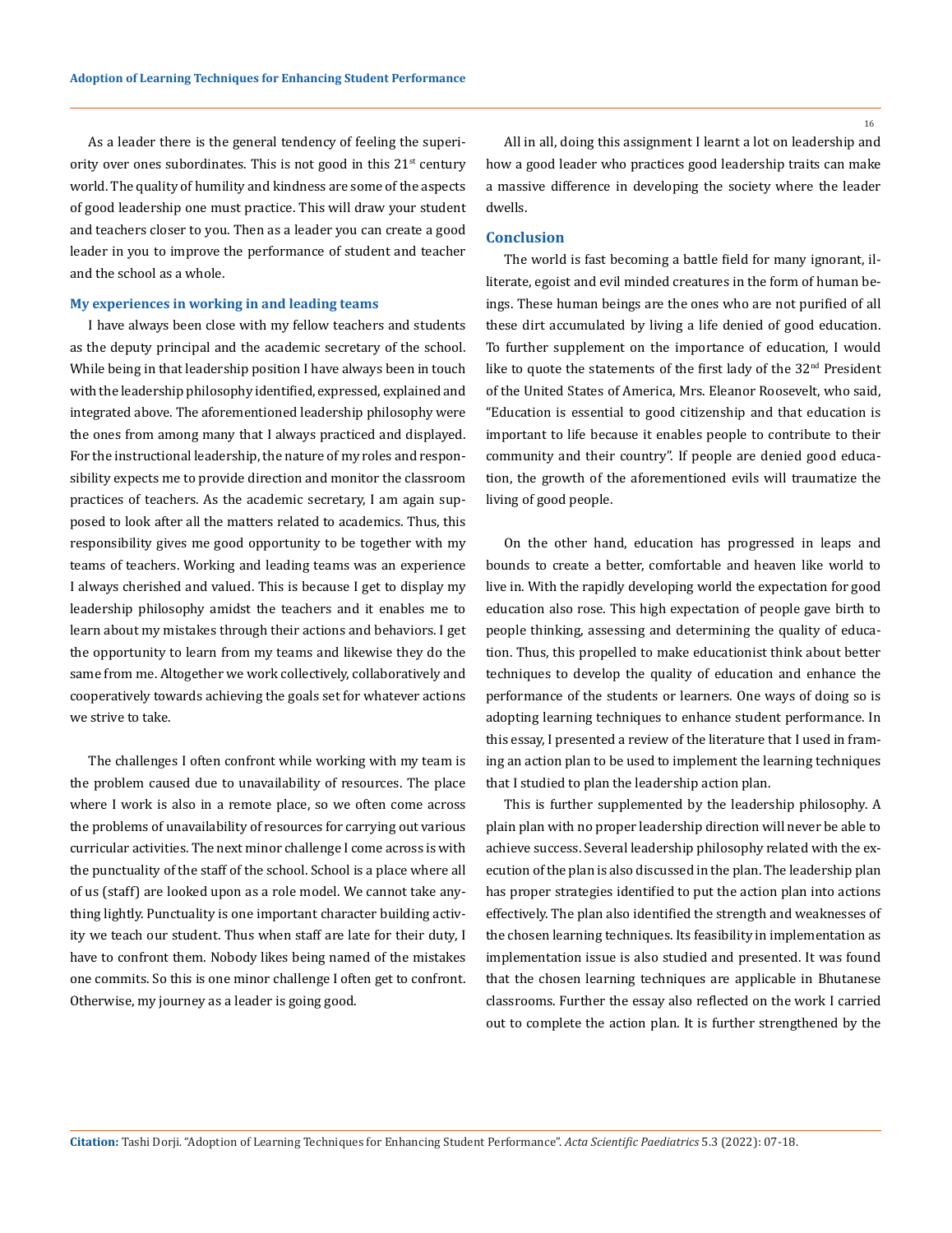As a leader there is the general tendency of feeling the superiority over ones subordinates. This is not good in this $21^{st}$ century world. The quality of humility and kindness are some of the aspects of good leadership one must practice. This will draw your student and teachers closer to you. Then as a leader you can create a good leader in you to improve the performance of student and teacher and the school as a whole.

### My experiences in working in and leading teams

I have always been close with my fellow teachers and students as the deputy principal and the academic secretary of the school. While being in that leadership position I have always been in touch with the leadership philosophy identified, expressed, explained and integrated above. The aforementioned leadership philosophy were the ones from among many that I always practiced and displayed. For the instructional leadership, the nature of my roles and responsibility expects me to provide direction and monitor the classroom practices of teachers. As the academic secretary, I am again supposed to look after all the matters related to academics. Thus, this responsibility gives me good opportunity to be together with my teams of teachers. Working and leading teams was an experience I always cherished and valued. This is because I get to display my leadership philosophy amidst the teachers and it enables me to learn about my mistakes through their actions and behaviors. I get the opportunity to learn from my teams and likewise they do the same from me. Altogether we work collectively, collaboratively and cooperatively towards achieving the goals set for whatever actions we strive to take.

The challenges I often confront while working with my team is the problem caused due to unavailability of resources. The place where I work is also in a remote place, so we often come across the problems of unavailability of resources for carrying out various curricular activities. The next minor challenge I come across is with the punctuality of the staff of the school. School is a place where all of us (staff) are looked upon as a role model. We cannot take anything lightly. Punctuality is one important character building activity we teach our student. Thus when staff are late for their duty, I have to confront them. Nobody likes being named of the mistakes one commits. So this is one minor challenge I often get to confront. Otherwise, my journey as a leader is going good.

All in all, doing this assignment I learnt a lot on leadership and how a good leader who practices good leadership traits can make a massive difference in developing the society where the leader dwells.

## Conclusion

The world is fast becoming a battle field for many ignorant, illiterate, egoist and evil minded creatures in the form of human beings. These human beings are the ones who are not purified of all these dirt accumulated by living a life denied of good education. To further supplement on the importance of education, I would like to quote the statements of the first lady of the $32^{nd}$ President of the United States of America, Mrs. Eleanor Roosevelt, who said, "Education is essential to good citizenship and that education is important to life because it enables people to contribute to their community and their country". If people are denied good education, the growth of the aforementioned evils will traumatize the living of good people.

On the other hand, education has progressed in leaps and bounds to create a better, comfortable and heaven like world to live in. With the rapidly developing world the expectation for good education also rose. This high expectation of people gave birth to people thinking, assessing and determining the quality of education. Thus, this propelled to make educationist think about better techniques to develop the quality of education and enhance the performance of the students or learners. One ways of doing so is adopting learning techniques to enhance student performance. In this essay, I presented a review of the literature that I used in framing an action plan to be used to implement the learning techniques that I studied to plan the leadership action plan.

This is further supplemented by the leadership philosophy. A plain plan with no proper leadership direction will never be able to achieve success. Several leadership philosophy related with the execution of the plan is also discussed in the plan. The leadership plan has proper strategies identified to put the action plan into actions effectively. The plan also identified the strength and weaknesses of the chosen learning techniques. Its feasibility in implementation as implementation issue is also studied and presented. It was found that the chosen learning techniques are applicable in Bhutanese classrooms. Further the essay also reflected on the work I carried out to complete the action plan. It is further strengthened by the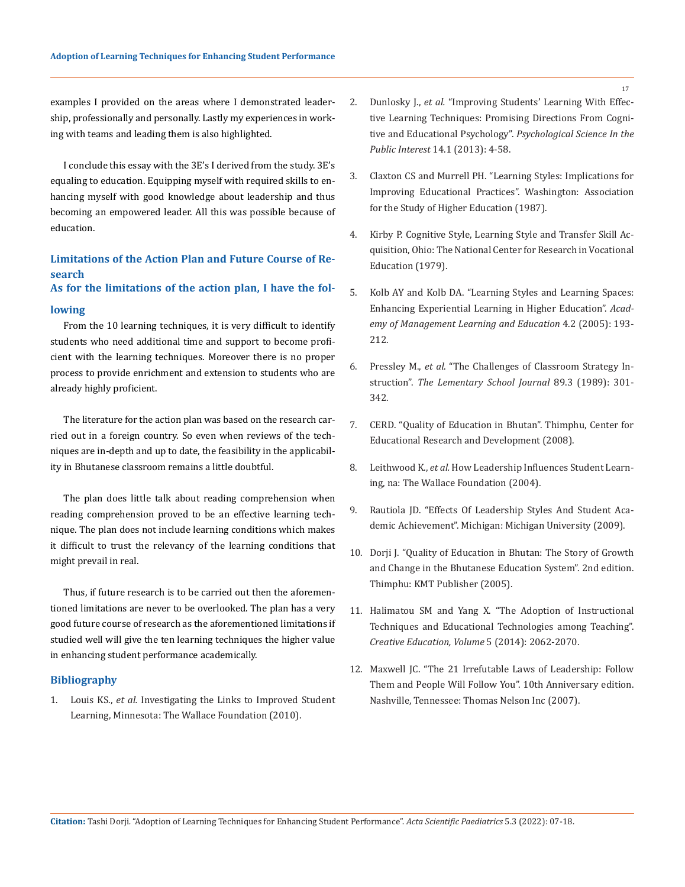examples I provided on the areas where I demonstrated leadership, professionally and personally. Lastly my experiences in working with teams and leading them is also highlighted.

I conclude this essay with the 3E's I derived from the study. 3E's equaling to education. Equipping myself with required skills to enhancing myself with good knowledge about leadership and thus becoming an empowered leader. All this was possible because of education.

## Limitations of the Action Plan and Future Course of Research

### As for the limitations of the action plan, I have the following

From the 10 learning techniques, it is very difficult to identify students who need additional time and support to become proficient with the learning techniques. Moreover there is no proper process to provide enrichment and extension to students who are already highly proficient.

The literature for the action plan was based on the research carried out in a foreign country. So even when reviews of the techniques are in-depth and up to date, the feasibility in the applicability in Bhutanese classroom remains a little doubtful.

The plan does little talk about reading comprehension when reading comprehension proved to be an effective learning technique. The plan does not include learning conditions which makes it difficult to trust the relevancy of the learning conditions that might prevail in real.

Thus, if future research is to be carried out then the aforementioned limitations are never to be overlooked. The plan has a very good future course of research as the aforementioned limitations if studied well will give the ten learning techniques the higher value in enhancing student performance academically.

## Bibliography

1. Louis KS., *et al.* Investigating the Links to Improved Student Learning, Minnesota: The Wallace Foundation (2010).
2. Dunlosky J., *et al.* "Improving Students' Learning With Effective Learning Techniques: Promising Directions From Cognitive and Educational Psychology". *Psychological Science In the Public Interest* 14.1 (2013): 4-58.
3. Claxton CS and Murrell PH. "Learning Styles: Implications for Improving Educational Practices". Washington: Association for the Study of Higher Education (1987).
4. Kirby P. Cognitive Style, Learning Style and Transfer Skill Acquisition, Ohio: The National Center for Research in Vocational Education (1979).
5. Kolb AY and Kolb DA. "Learning Styles and Learning Spaces: Enhancing Experiential Learning in Higher Education". *Academy of Management Learning and Education* 4.2 (2005): 193-212.
6. Pressley M., *et al.* "The Challenges of Classroom Strategy Instruction". *The Lementary School Journal* 89.3 (1989): 301-342.
7. CERD. "Quality of Education in Bhutan". Thimphu, Center for Educational Research and Development (2008).
8. Leithwood K., *et al.* How Leadership Influences Student Learning, na: The Wallace Foundation (2004).
9. Rautiola JD. "Effects Of Leadership Styles And Student Academic Achievement". Michigan: Michigan University (2009).
10. Dorji J. "Quality of Education in Bhutan: The Story of Growth and Change in the Bhutanese Education System". 2nd edition. Thimphu: KMT Publisher (2005).
11. Halimatou SM and Yang X. "The Adoption of Instructional Techniques and Educational Technologies among Teaching". *Creative Education, Volume* 5 (2014): 2062-2070.
12. Maxwell JC. "The 21 Irrefutable Laws of Leadership: Follow Them and People Will Follow You". 10th Anniversary edition. Nashville, Tennessee: Thomas Nelson Inc (2007).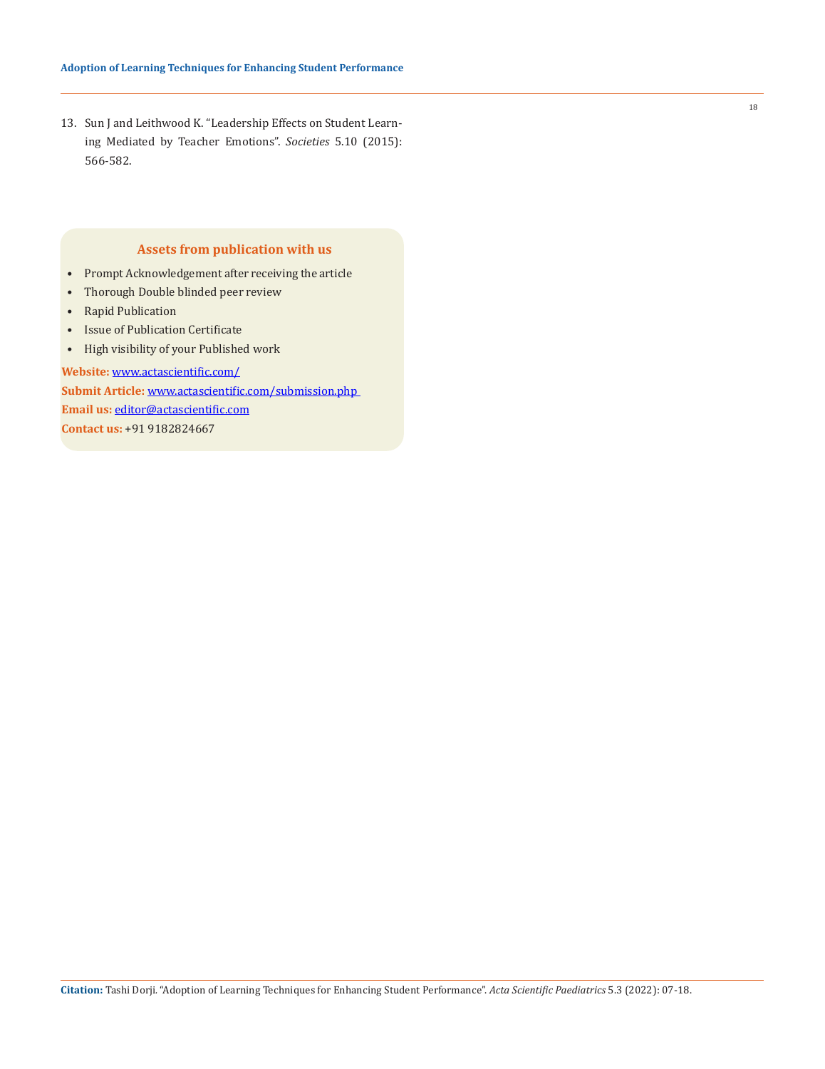13. Sun J and Leithwood K. "Leadership Effects on Student Learning Mediated by Teacher Emotions". *Societies* 5.10 (2015): 566-582.

### Assets from publication with us

- Prompt Acknowledgement after receiving the article
- Thorough Double blinded peer review
- Rapid Publication
- Issue of Publication Certificate
- High visibility of your Published work

**Website:** www.actascientific.com/

**Submit Article:** www.actascientific.com/submission.php

**Email us:** editor@actascientific.com

**Contact us:** +91 9182824667